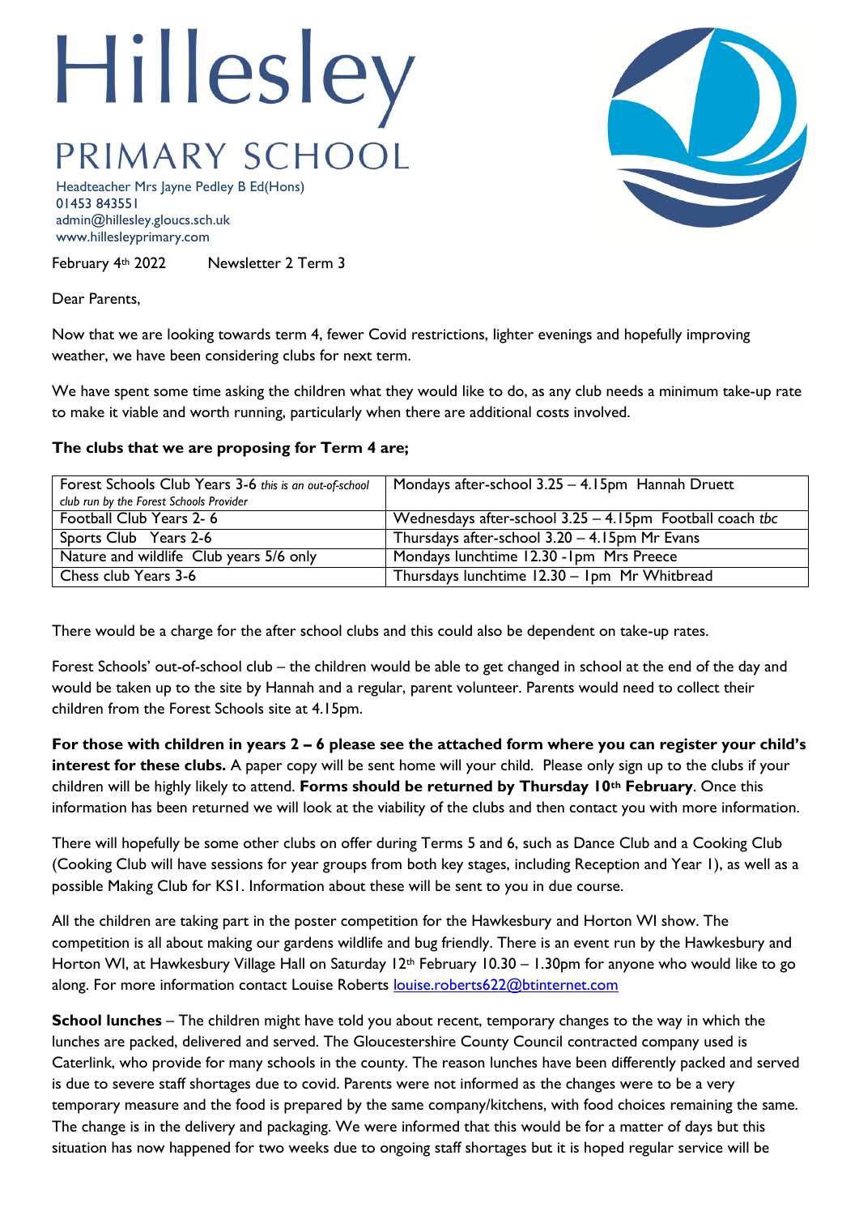# Hillesley

## PRIMARY SCHOOL

Headteacher Mrs Jayne Pedley B Ed(Hons)
01453 843551
admin@hillesley.gloucs.sch.uk
www.hillesleyprimary.com

February 4th 2022 Newsletter 2 Term 3

Dear Parents,

Now that we are looking towards term 4, fewer Covid restrictions, lighter evenings and hopefully improving weather, we have been considering clubs for next term.

We have spent some time asking the children what they would like to do, as any club needs a minimum take-up rate to make it viable and worth running, particularly when there are additional costs involved.

**The clubs that we are proposing for Term 4 are;**

| Club | Time |
|---|---|
| Forest Schools Club Years 3-6 *this is an out-of-school club run by the Forest Schools Provider* | Mondays after-school 3.25 – 4.15pm Hannah Druett |
| Football Club Years 2- 6 | Wednesdays after-school 3.25 – 4.15pm Football coach *tbc* |
| Sports Club Years 2-6 | Thursdays after-school 3.20 – 4.15pm Mr Evans |
| Nature and wildlife Club years 5/6 only | Mondays lunchtime 12.30 -1pm Mrs Preece |
| Chess club Years 3-6 | Thursdays lunchtime 12.30 – 1pm Mr Whitbread |

There would be a charge for the after school clubs and this could also be dependent on take-up rates.

Forest Schools' out-of-school club – the children would be able to get changed in school at the end of the day and would be taken up to the site by Hannah and a regular, parent volunteer. Parents would need to collect their children from the Forest Schools site at 4.15pm.

**For those with children in years 2 – 6 please see the attached form where you can register your child's interest for these clubs.** A paper copy will be sent home will your child. Please only sign up to the clubs if your children will be highly likely to attend. **Forms should be returned by Thursday 10th February**. Once this information has been returned we will look at the viability of the clubs and then contact you with more information.

There will hopefully be some other clubs on offer during Terms 5 and 6, such as Dance Club and a Cooking Club (Cooking Club will have sessions for year groups from both key stages, including Reception and Year 1), as well as a possible Making Club for KS1. Information about these will be sent to you in due course.

All the children are taking part in the poster competition for the Hawkesbury and Horton WI show. The competition is all about making our gardens wildlife and bug friendly. There is an event run by the Hawkesbury and Horton WI, at Hawkesbury Village Hall on Saturday 12th February 10.30 – 1.30pm for anyone who would like to go along. For more information contact Louise Roberts louise.roberts622@btinternet.com

**School lunches** – The children might have told you about recent, temporary changes to the way in which the lunches are packed, delivered and served. The Gloucestershire County Council contracted company used is Caterlink, who provide for many schools in the county. The reason lunches have been differently packed and served is due to severe staff shortages due to covid. Parents were not informed as the changes were to be a very temporary measure and the food is prepared by the same company/kitchens, with food choices remaining the same. The change is in the delivery and packaging. We were informed that this would be for a matter of days but this situation has now happened for two weeks due to ongoing staff shortages but it is hoped regular service will be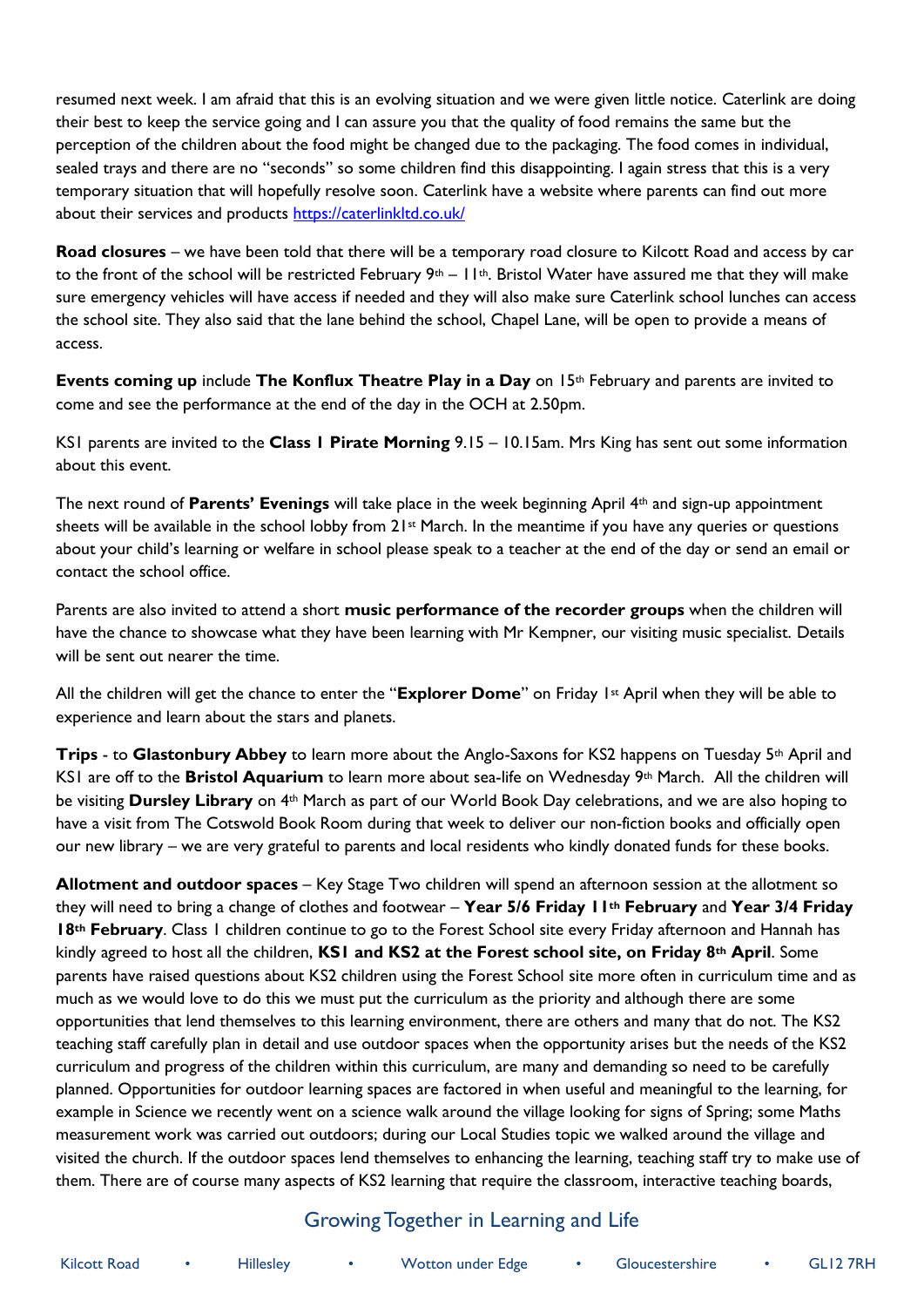resumed next week. I am afraid that this is an evolving situation and we were given little notice. Caterlink are doing their best to keep the service going and I can assure you that the quality of food remains the same but the perception of the children about the food might be changed due to the packaging. The food comes in individual, sealed trays and there are no "seconds" so some children find this disappointing. I again stress that this is a very temporary situation that will hopefully resolve soon. Caterlink have a website where parents can find out more about their services and products https://caterlinkltd.co.uk/

**Road closures** – we have been told that there will be a temporary road closure to Kilcott Road and access by car to the front of the school will be restricted February 9th – 11th. Bristol Water have assured me that they will make sure emergency vehicles will have access if needed and they will also make sure Caterlink school lunches can access the school site. They also said that the lane behind the school, Chapel Lane, will be open to provide a means of access.

**Events coming up** include **The Konflux Theatre Play in a Day** on 15th February and parents are invited to come and see the performance at the end of the day in the OCH at 2.50pm.

KS1 parents are invited to the **Class 1 Pirate Morning** 9.15 – 10.15am. Mrs King has sent out some information about this event.

The next round of **Parents' Evenings** will take place in the week beginning April 4th and sign-up appointment sheets will be available in the school lobby from 21st March. In the meantime if you have any queries or questions about your child's learning or welfare in school please speak to a teacher at the end of the day or send an email or contact the school office.

Parents are also invited to attend a short **music performance of the recorder groups** when the children will have the chance to showcase what they have been learning with Mr Kempner, our visiting music specialist. Details will be sent out nearer the time.

All the children will get the chance to enter the "**Explorer Dome**" on Friday 1st April when they will be able to experience and learn about the stars and planets.

**Trips** - to **Glastonbury Abbey** to learn more about the Anglo-Saxons for KS2 happens on Tuesday 5th April and KS1 are off to the **Bristol Aquarium** to learn more about sea-life on Wednesday 9th March. All the children will be visiting **Dursley Library** on 4th March as part of our World Book Day celebrations, and we are also hoping to have a visit from The Cotswold Book Room during that week to deliver our non-fiction books and officially open our new library – we are very grateful to parents and local residents who kindly donated funds for these books.

**Allotment and outdoor spaces** – Key Stage Two children will spend an afternoon session at the allotment so they will need to bring a change of clothes and footwear – **Year 5/6 Friday 11th February** and **Year 3/4 Friday 18th February**. Class 1 children continue to go to the Forest School site every Friday afternoon and Hannah has kindly agreed to host all the children, **KS1 and KS2 at the Forest school site, on Friday 8th April**. Some parents have raised questions about KS2 children using the Forest School site more often in curriculum time and as much as we would love to do this we must put the curriculum as the priority and although there are some opportunities that lend themselves to this learning environment, there are others and many that do not. The KS2 teaching staff carefully plan in detail and use outdoor spaces when the opportunity arises but the needs of the KS2 curriculum and progress of the children within this curriculum, are many and demanding so need to be carefully planned. Opportunities for outdoor learning spaces are factored in when useful and meaningful to the learning, for example in Science we recently went on a science walk around the village looking for signs of Spring; some Maths measurement work was carried out outdoors; during our Local Studies topic we walked around the village and visited the church. If the outdoor spaces lend themselves to enhancing the learning, teaching staff try to make use of them. There are of course many aspects of KS2 learning that require the classroom, interactive teaching boards,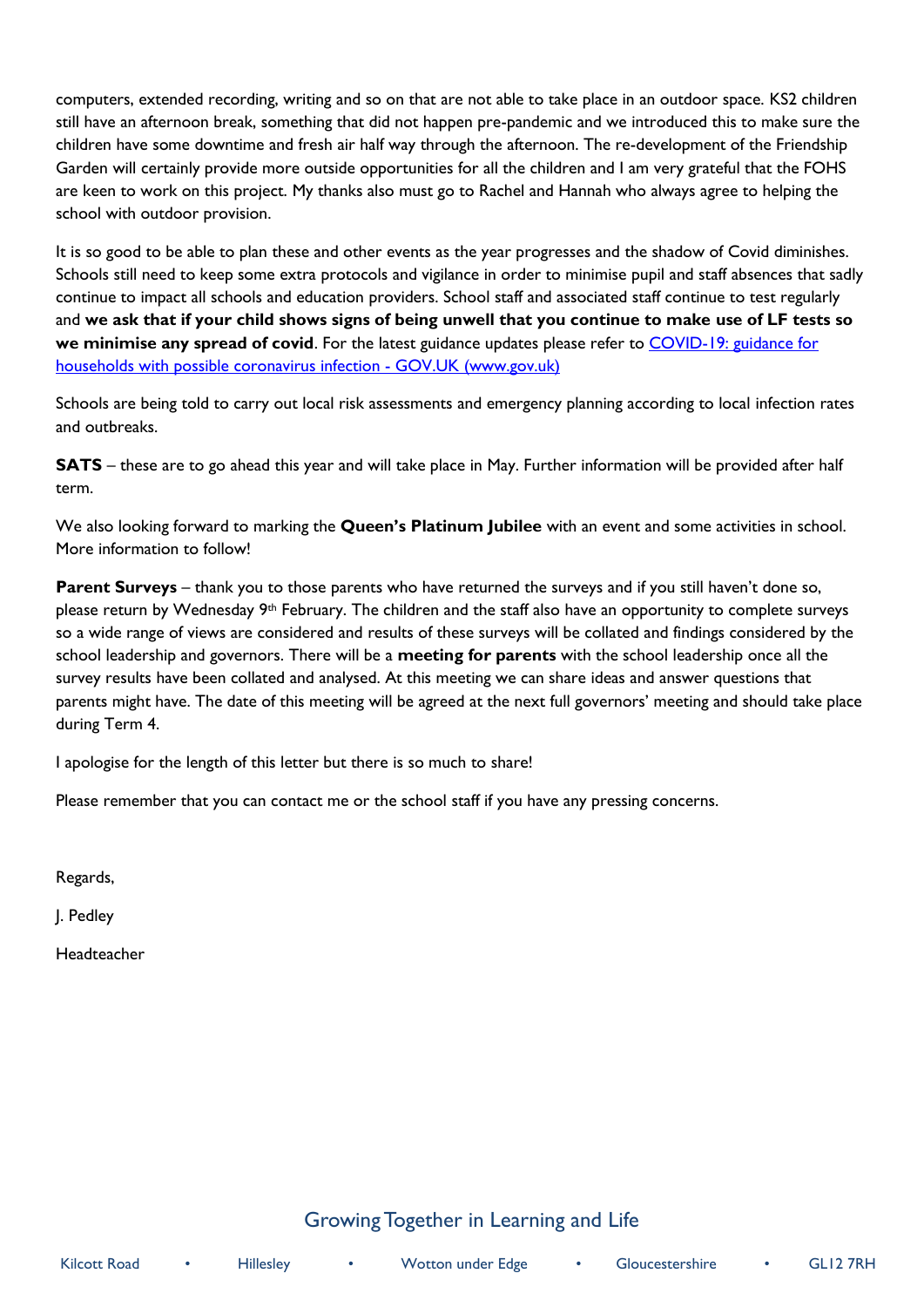computers, extended recording, writing and so on that are not able to take place in an outdoor space. KS2 children still have an afternoon break, something that did not happen pre-pandemic and we introduced this to make sure the children have some downtime and fresh air half way through the afternoon. The re-development of the Friendship Garden will certainly provide more outside opportunities for all the children and I am very grateful that the FOHS are keen to work on this project. My thanks also must go to Rachel and Hannah who always agree to helping the school with outdoor provision.

It is so good to be able to plan these and other events as the year progresses and the shadow of Covid diminishes. Schools still need to keep some extra protocols and vigilance in order to minimise pupil and staff absences that sadly continue to impact all schools and education providers. School staff and associated staff continue to test regularly and **we ask that if your child shows signs of being unwell that you continue to make use of LF tests so we minimise any spread of covid**. For the latest guidance updates please refer to [COVID-19: guidance for households with possible coronavirus infection - GOV.UK (www.gov.uk)](www.gov.uk)

Schools are being told to carry out local risk assessments and emergency planning according to local infection rates and outbreaks.

**SATS** – these are to go ahead this year and will take place in May. Further information will be provided after half term.

We also looking forward to marking the **Queen's Platinum Jubilee** with an event and some activities in school. More information to follow!

**Parent Surveys** – thank you to those parents who have returned the surveys and if you still haven't done so, please return by Wednesday 9th February. The children and the staff also have an opportunity to complete surveys so a wide range of views are considered and results of these surveys will be collated and findings considered by the school leadership and governors. There will be a **meeting for parents** with the school leadership once all the survey results have been collated and analysed. At this meeting we can share ideas and answer questions that parents might have. The date of this meeting will be agreed at the next full governors' meeting and should take place during Term 4.

I apologise for the length of this letter but there is so much to share!

Please remember that you can contact me or the school staff if you have any pressing concerns.

Regards,

J. Pedley

Headteacher

Growing Together in Learning and Life

Kilcott Road • Hillesley • Wotton under Edge • Gloucestershire • GL12 7RH